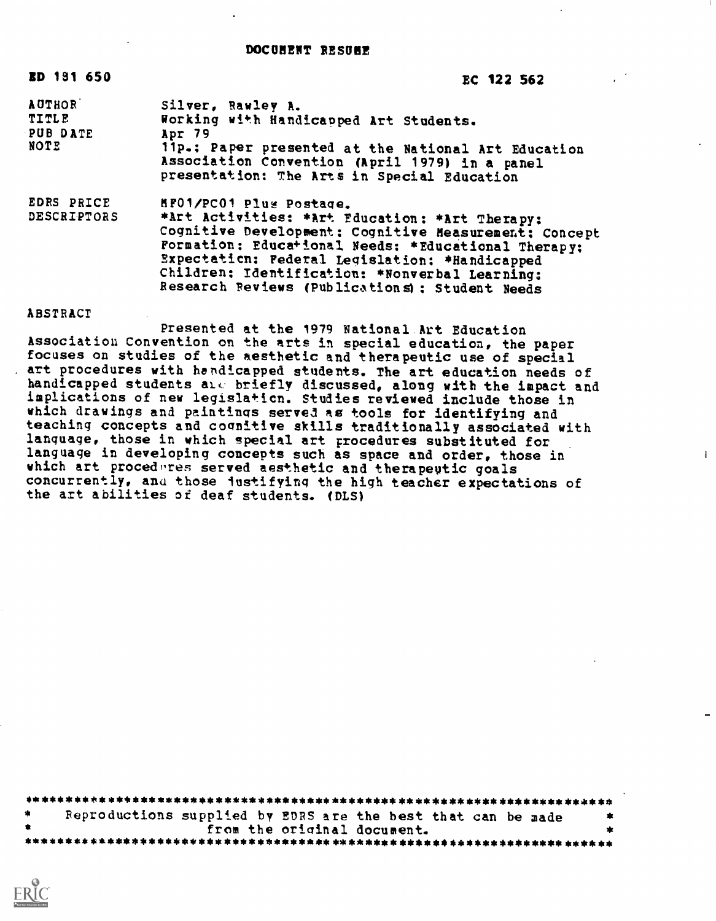# DOCUMENT RESUME

ED 181 650 EC 122 562

| | |
|---|---|
| AUTHOR | Silver, Rawley A. |
| TITLE | Working with Handicapped Art Students. |
| PUB DATE | Apr 79 |
| NOTE | 11p.: Paper presented at the National Art Education Association Convention (April 1979) in a panel presentation: The Arts in Special Education |
| EDRS PRICE | MF01/PC01 Plus Postage. |
| DESCRIPTORS | *Art Activities: *Art Education: *Art Therapy: Cognitive Development: Cognitive Measurement: Concept Formation: Educational Needs: *Educational Therapy: Expectation: Federal Legislation: *Handicapped Children: Identification: *Nonverbal Learning: Research Reviews (Publications): Student Needs |

## ABSTRACT

Presented at the 1979 National Art Education Association Convention on the arts in special education, the paper focuses on studies of the aesthetic and therapeutic use of special art procedures with handicapped students. The art education needs of handicapped students are briefly discussed, along with the impact and implications of new legislation. Studies reviewed include those in which drawings and paintings served as tools for identifying and teaching concepts and cognitive skills traditionally associated with language, those in which special art procedures substituted for language in developing concepts such as space and order, those in which art procedures served aesthetic and therapeutic goals concurrently, and those justifying the high teacher expectations of the art abilities of deaf students. (DLS)

---

Reproductions supplied by EDRS are the best that can be made from the original document.

---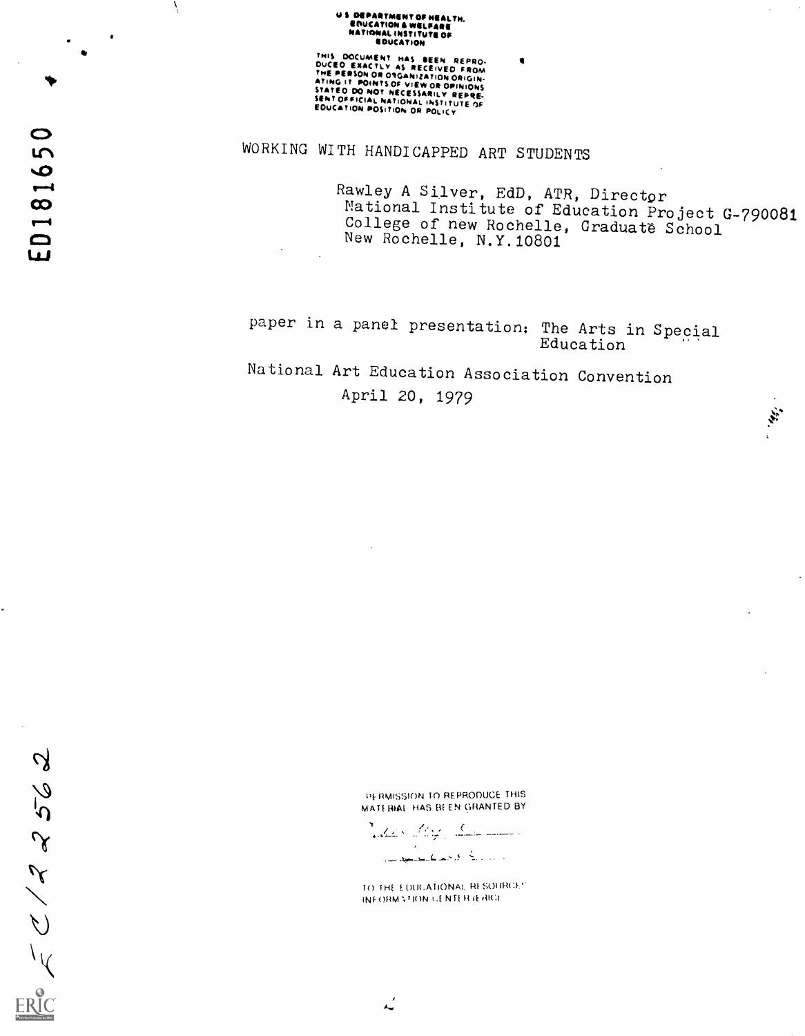U S DEPARTMENT OF HEALTH, EDUCATION & WELFARE NATIONAL INSTITUTE OF EDUCATION

THIS DOCUMENT HAS BEEN REPRODUCED EXACTLY AS RECEIVED FROM THE PERSON OR ORGANIZATION ORIGINATING IT POINTS OF VIEW OR OPINIONS STATED DO NOT NECESSARILY REPRESENT OFFICIAL NATIONAL INSTITUTE OF EDUCATION POSITION OR POLICY

ED181650

# WORKING WITH HANDICAPPED ART STUDENTS

Rawley A Silver, EdD, ATR, Director
National Institute of Education Project G-790081
College of new Rochelle, Graduate School
New Rochelle, N.Y. 10801

paper in a panel presentation: The Arts in Special Education

National Art Education Association Convention
April 20, 1979

PERMISSION TO REPRODUCE THIS MATERIAL HAS BEEN GRANTED BY

TO THE EDUCATIONAL RESOURCES INFORMATION CENTER (ERIC)

EC122562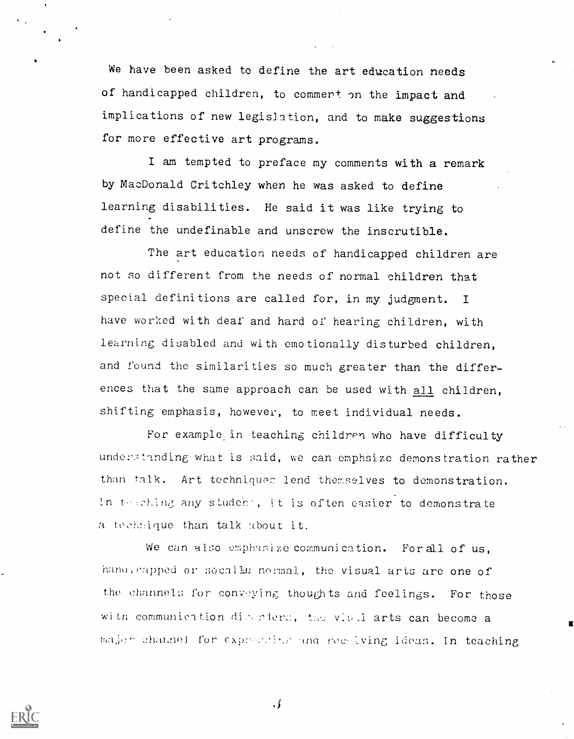We have been asked to define the art education needs of handicapped children, to comment on the impact and implications of new legislation, and to make suggestions for more effective art programs.

I am tempted to preface my comments with a remark by MacDonald Critchley when he was asked to define learning disabilities. He said it was like trying to define the undefinable and unscrew the inscrutible.

The art education needs of handicapped children are not so different from the needs of normal children that special definitions are called for, in my judgment. I have worked with deaf and hard of hearing children, with learning disabled and with emotionally disturbed children, and found the similarities so much greater than the differences that the same approach can be used with all children, shifting emphasis, however, to meet individual needs.

For example in teaching children who have difficulty understanding what is said, we can emphsize demonstration rather than talk. Art techniques lend themselves to demonstration. In teaching any student, it is often easier to demonstrate a technique than talk about it.

We can also emphasize communication. For all of us, handicapped or socalled normal, the visual arts are one of the channels for conveying thoughts and feelings. For those with communication disorders, the visual arts can become a major channel for expressing and receiving ideas. In teaching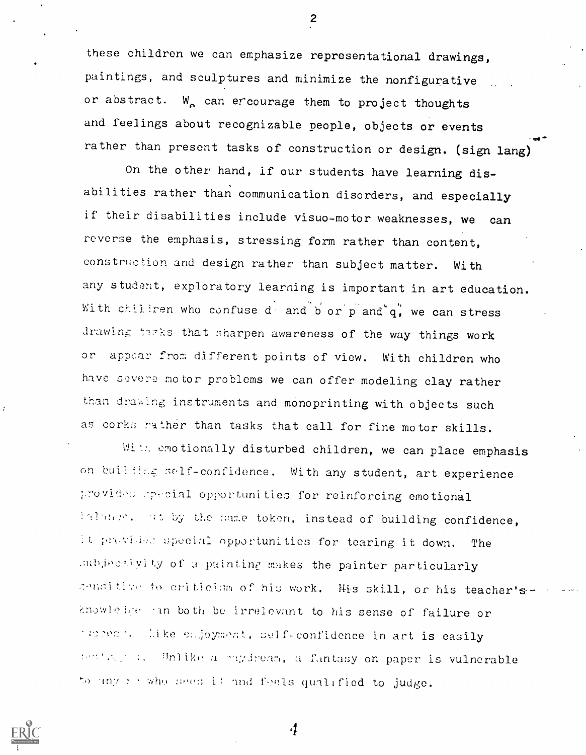these children we can emphasize representational drawings, paintings, and sculptures and minimize the nonfigurative or abstract. We can encourage them to project thoughts and feelings about recognizable people, objects or events rather than present tasks of construction or design. (sign lang)

On the other hand, if our students have learning disabilities rather than communication disorders, and especially if their disabilities include visuo-motor weaknesses, we can reverse the emphasis, stressing form rather than content, construction and design rather than subject matter. With any student, exploratory learning is important in art education. With children who confuse d and b or p and q, we can stress drawing tasks that sharpen awareness of the way things work or appear from different points of view. With children who have severe motor problems we can offer modeling clay rather than drawing instruments and monoprinting with objects such as corks rather than tasks that call for fine motor skills.

With emotionally disturbed children, we can place emphasis on building self-confidence. With any student, art experience provides special opportunities for reinforcing emotional balance. But by the same token, instead of building confidence, it provides special opportunities for tearing it down. The subjectivity of a painting makes the painter particularly sensitive to criticism of his work. His skill, or his teacher's knowledge can both be irrelevant to his sense of failure or success. Like enjoyment, self-confidence in art is easily destroyed. Unlike a daydream, a fantasy on paper is vulnerable to anyone who sees it and feels qualified to judge.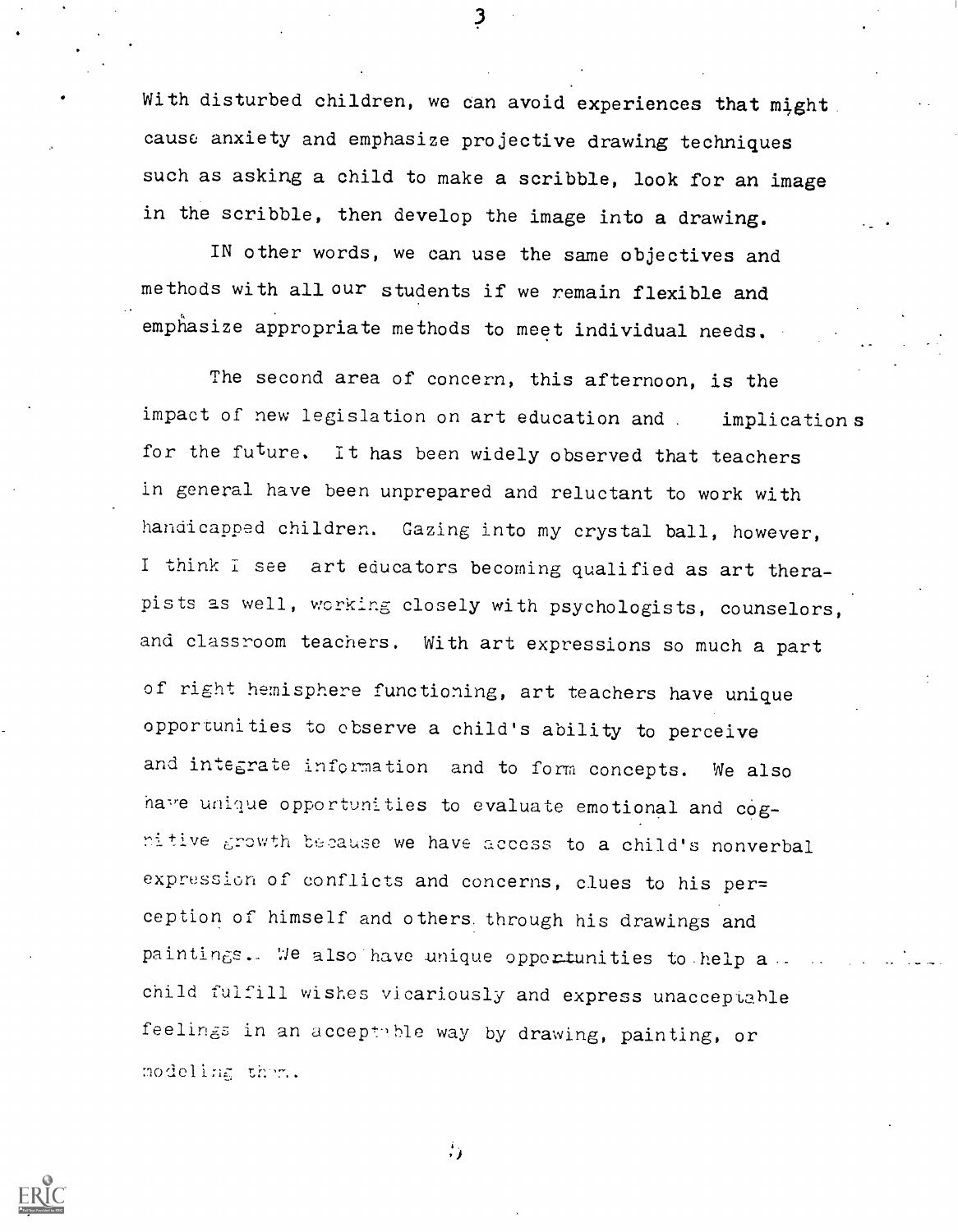With disturbed children, we can avoid experiences that might cause anxiety and emphasize projective drawing techniques such as asking a child to make a scribble, look for an image in the scribble, then develop the image into a drawing.

IN other words, we can use the same objectives and methods with all our students if we remain flexible and emphasize appropriate methods to meet individual needs.

The second area of concern, this afternoon, is the impact of new legislation on art education and implications for the future. It has been widely observed that teachers in general have been unprepared and reluctant to work with handicapped children. Gazing into my crystal ball, however, I think I see art educators becoming qualified as art therapists as well, working closely with psychologists, counselors, and classroom teachers. With art expressions so much a part of right hemisphere functioning, art teachers have unique opportunities to observe a child's ability to perceive and integrate information and to form concepts. We also have unique opportunities to evaluate emotional and cognitive growth because we have access to a child's nonverbal expression of conflicts and concerns, clues to his perception of himself and others through his drawings and paintings. We also have unique opportunities to help a child fulfill wishes vicariously and express unacceptable feelings in an acceptable way by drawing, painting, or modeling them.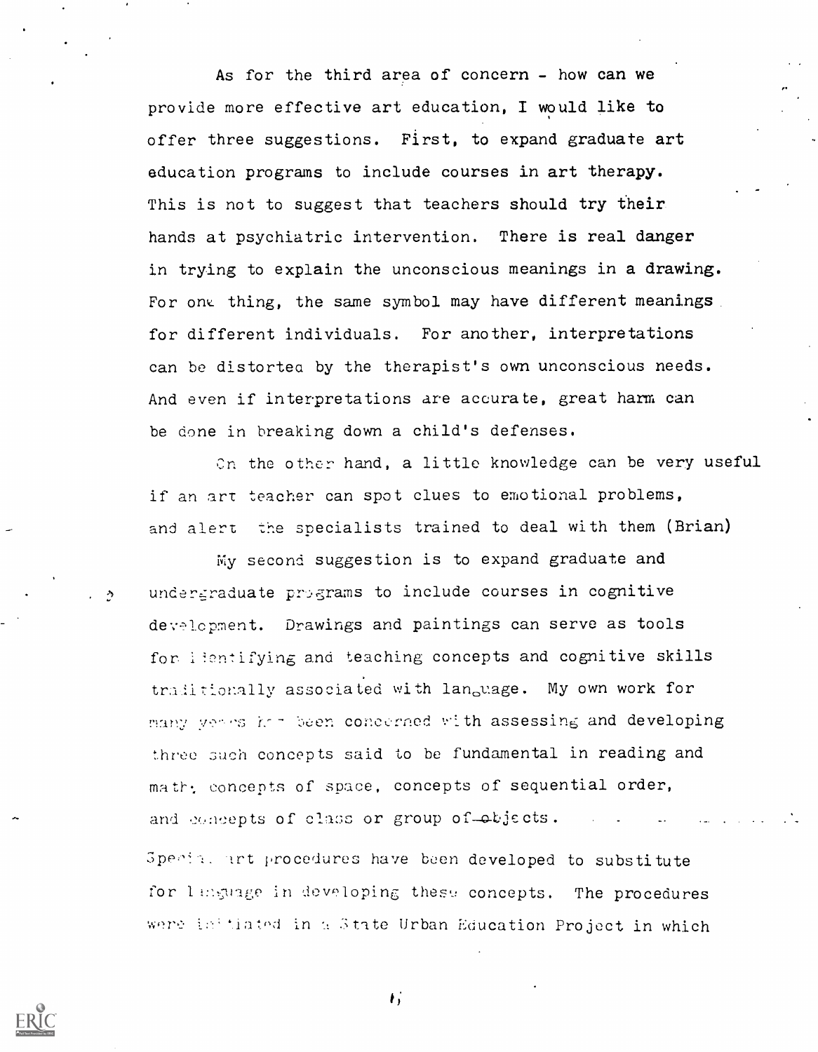As for the third area of concern - how can we provide more effective art education, I would like to offer three suggestions. First, to expand graduate art education programs to include courses in art therapy. This is not to suggest that teachers should try their hands at psychiatric intervention. There is real danger in trying to explain the unconscious meanings in a drawing. For one thing, the same symbol may have different meanings for different individuals. For another, interpretations can be distorted by the therapist's own unconscious needs. And even if interpretations are accurate, great harm can be done in breaking down a child's defenses.

On the other hand, a little knowledge can be very useful if an art teacher can spot clues to emotional problems, and alert the specialists trained to deal with them (Brian)

My second suggestion is to expand graduate and undergraduate programs to include courses in cognitive development. Drawings and paintings can serve as tools for identifying and teaching concepts and cognitive skills traditionally associated with language. My own work for many years has been concerned with assessing and developing three such concepts said to be fundamental in reading and math: concepts of space, concepts of sequential order, and concepts of class or group of objects.

Special art procedures have been developed to substitute for language in developing these concepts. The procedures were initiated in a State Urban Education Project in which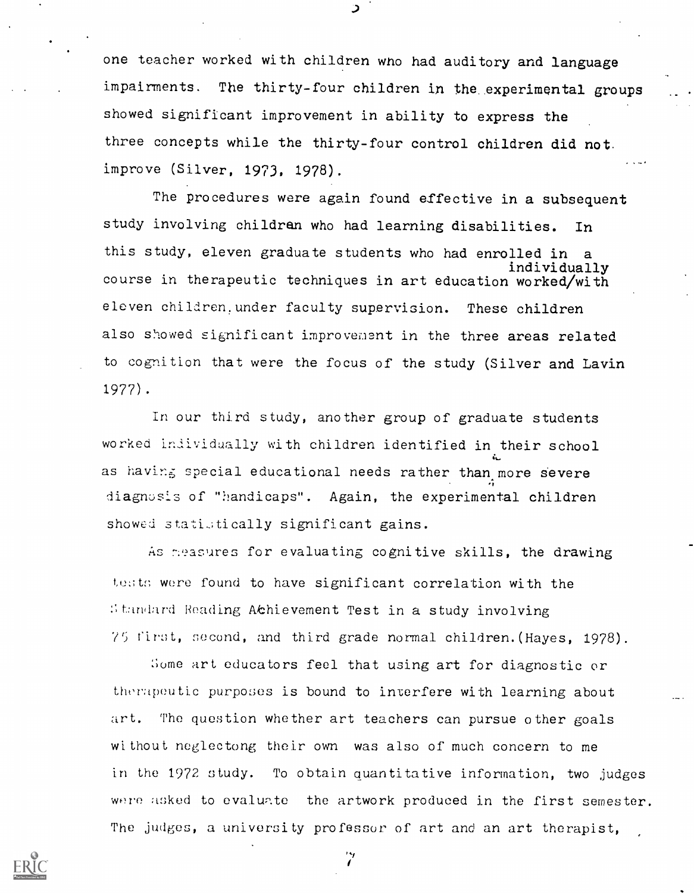one teacher worked with children who had auditory and language impairments. The thirty-four children in the experimental groups showed significant improvement in ability to express the three concepts while the thirty-four control children did not improve (Silver, 1973, 1978).

The procedures were again found effective in a subsequent study involving children who had learning disabilities. In this study, eleven graduate students who had enrolled in a course in therapeutic techniques in art education worked individually with eleven children, under faculty supervision. These children also showed significant improvement in the three areas related to cognition that were the focus of the study (Silver and Lavin 1977).

In our third study, another group of graduate students worked individually with children identified in their school as having special educational needs rather than more severe diagnosis of "handicaps". Again, the experimental children showed statistically significant gains.

As measures for evaluating cognitive skills, the drawing tests were found to have significant correlation with the Standard Reading Achievement Test in a study involving 75 first, second, and third grade normal children. (Hayes, 1978).

Some art educators feel that using art for diagnostic or therapeutic purposes is bound to interfere with learning about art. The question whether art teachers can pursue other goals without neglectong their own was also of much concern to me in the 1972 study. To obtain quantitative information, two judges were asked to evaluate the artwork produced in the first semester. The judges, a university professor of art and an art therapist,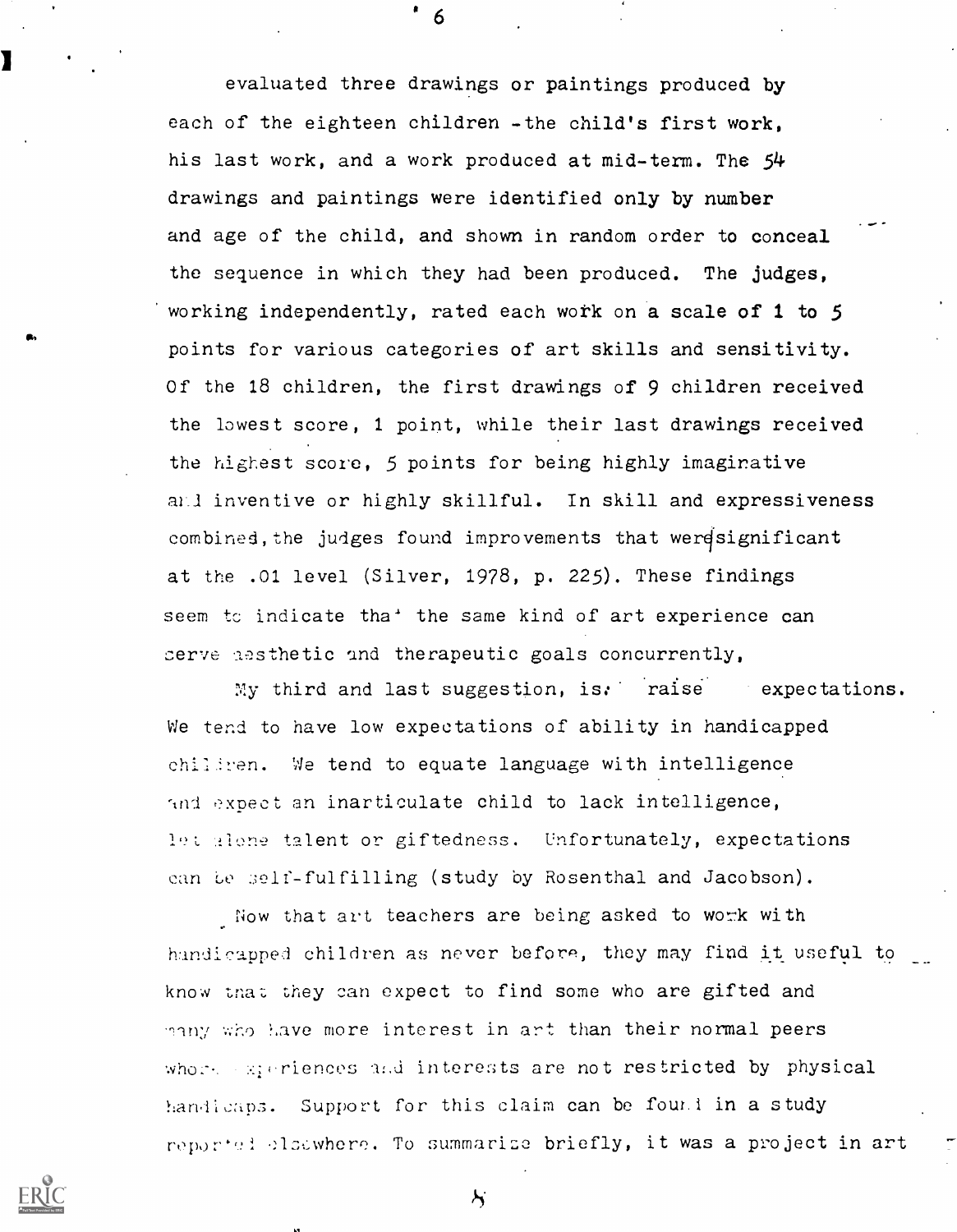evaluated three drawings or paintings produced by each of the eighteen children -the child's first work, his last work, and a work produced at mid-term. The 54 drawings and paintings were identified only by number and age of the child, and shown in random order to conceal the sequence in which they had been produced. The judges, working independently, rated each work on a scale of 1 to 5 points for various categories of art skills and sensitivity. Of the 18 children, the first drawings of 9 children received the lowest score, 1 point, while their last drawings received the highest score, 5 points for being highly imaginative and inventive or highly skillful. In skill and expressiveness combined, the judges found improvements that were significant at the .01 level (Silver, 1978, p. 225). These findings seem to indicate that the same kind of art experience can serve aesthetic and therapeutic goals concurrently.

My third and last suggestion, is: raise expectations. We tend to have low expectations of ability in handicapped children. We tend to equate language with intelligence and expect an inarticulate child to lack intelligence, let alone talent or giftedness. Unfortunately, expectations can be self-fulfilling (study by Rosenthal and Jacobson).

Now that art teachers are being asked to work with handicapped children as never before, they may find it useful to know that they can expect to find some who are gifted and many who have more interest in art than their normal peers whose experiences and interests are not restricted by physical handicaps. Support for this claim can be found in a study reported elsewhere. To summarize briefly, it was a project in art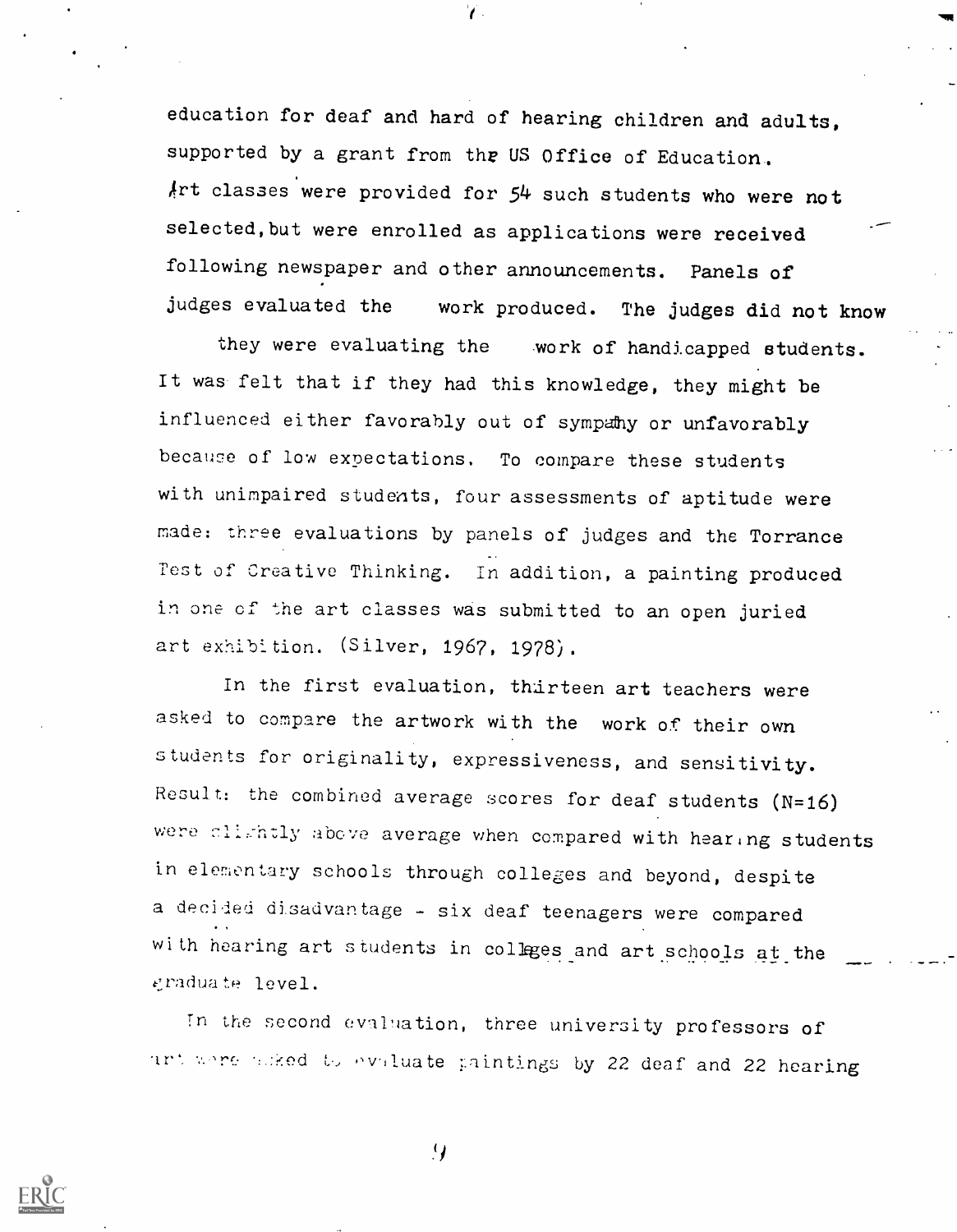education for deaf and hard of hearing children and adults, supported by a grant from the US Office of Education. Art classes were provided for 54 such students who were not selected, but were enrolled as applications were received following newspaper and other announcements. Panels of judges evaluated the work produced. The judges did not know they were evaluating the work of handicapped students. It was felt that if they had this knowledge, they might be influenced either favorably out of sympathy or unfavorably because of low expectations. To compare these students with unimpaired students, four assessments of aptitude were made: three evaluations by panels of judges and the Torrance Test of Creative Thinking. In addition, a painting produced in one of the art classes was submitted to an open juried art exhibition. (Silver, 1967, 1978).

In the first evaluation, thirteen art teachers were asked to compare the artwork with the work of their own students for originality, expressiveness, and sensitivity. Result: the combined average scores for deaf students (N=16) were slightly above average when compared with hearing students in elementary schools through colleges and beyond, despite a decided disadvantage - six deaf teenagers were compared with hearing art students in colleges and art schools at the graduate level.

In the second evaluation, three university professors of art were asked to evaluate paintings by 22 deaf and 22 hearing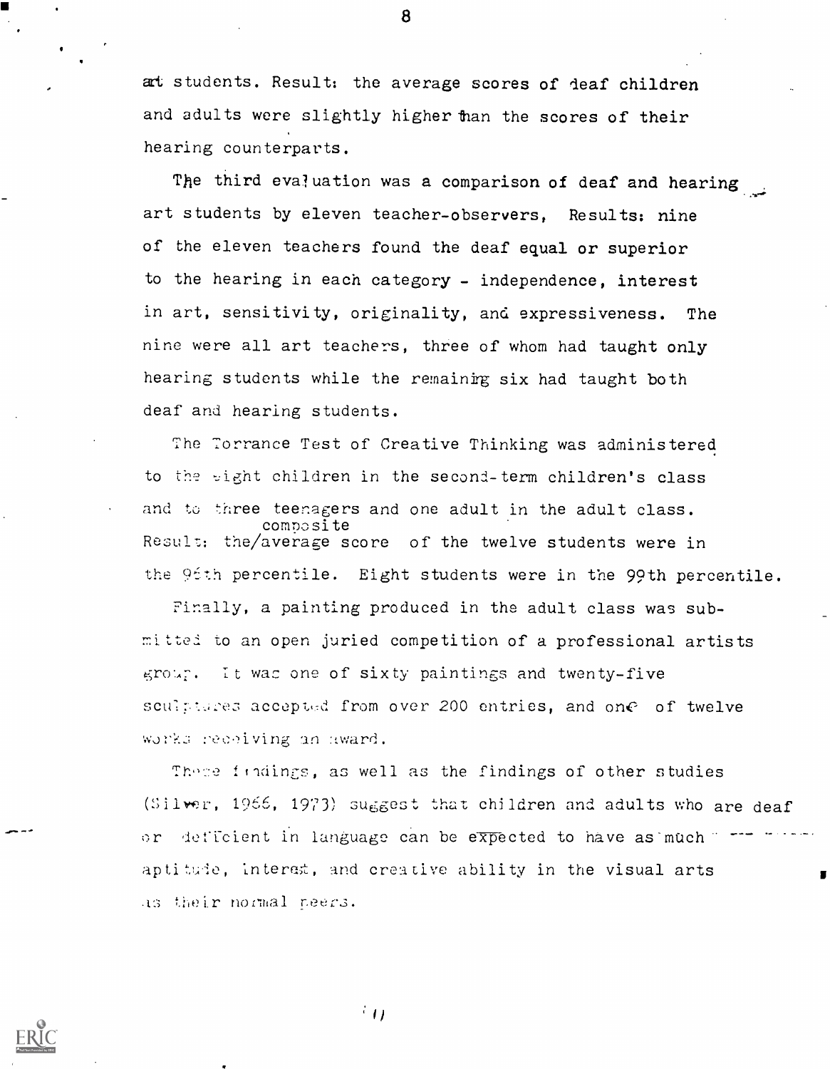art students. Result: the average scores of deaf children and adults were slightly higher than the scores of their hearing counterparts.

The third evaluation was a comparison of deaf and hearing art students by eleven teacher-observers, Results: nine of the eleven teachers found the deaf equal or superior to the hearing in each category - independence, interest in art, sensitivity, originality, and expressiveness. The nine were all art teachers, three of whom had taught only hearing students while the remaining six had taught both deaf and hearing students.

The Torrance Test of Creative Thinking was administered to the eight children in the second-term children's class and to three teenagers and one adult in the adult class. Result: the composite average score of the twelve students were in the 96th percentile. Eight students were in the 99th percentile.

Finally, a painting produced in the adult class was submitted to an open juried competition of a professional artists group. It was one of sixty paintings and twenty-five sculptures accepted from over 200 entries, and one of twelve works receiving an award.

These findings, as well as the findings of other studies (Silver, 1966, 1973) suggest that children and adults who are deaf or deficient in language can be expected to have as much aptitude, interest, and creative ability in the visual arts as their normal peers.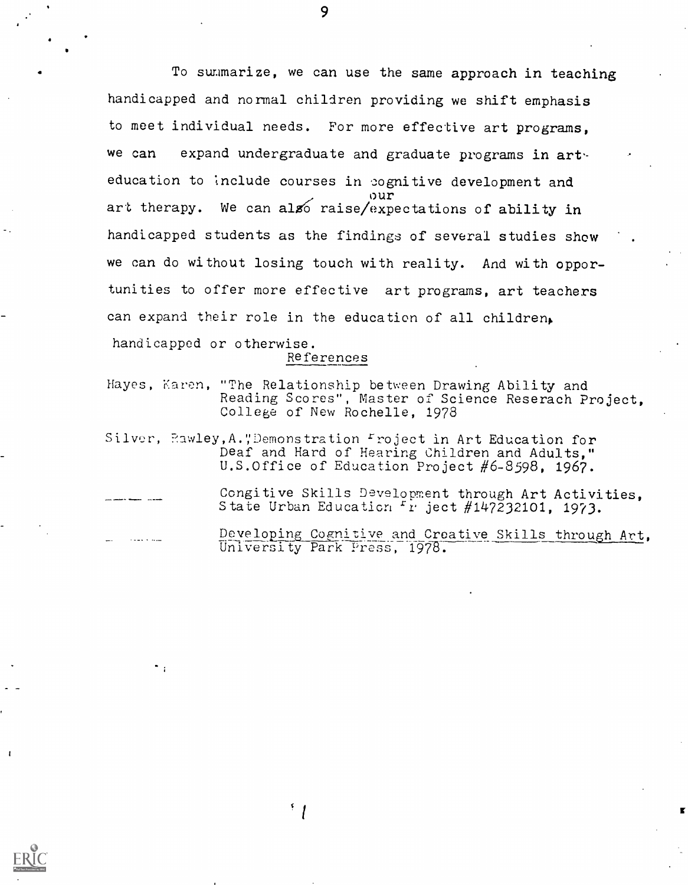To summarize, we can use the same approach in teaching handicapped and normal children providing we shift emphasis to meet individual needs. For more effective art programs, we can expand undergraduate and graduate programs in art education to include courses in cognitive development and art therapy. We can also raise our expectations of ability in handicapped students as the findings of several studies show we can do without losing touch with reality. And with opportunities to offer more effective art programs, art teachers can expand their role in the education of all children, handicapped or otherwise.

## References

Hayes, Karen, "The Relationship between Drawing Ability and Reading Scores", Master of Science Reserach Project, College of New Rochelle, 1978

Silver, Rawley, A."Demonstration Project in Art Education for Deaf and Hard of Hearing Children and Adults," U.S.Office of Education Project #6-8598, 1967.

———— Congitive Skills Development through Art Activities, State Urban Education Project #147232101, 1973.

———— Developing Cognitive and Creative Skills through Art, University Park Press, 1978.